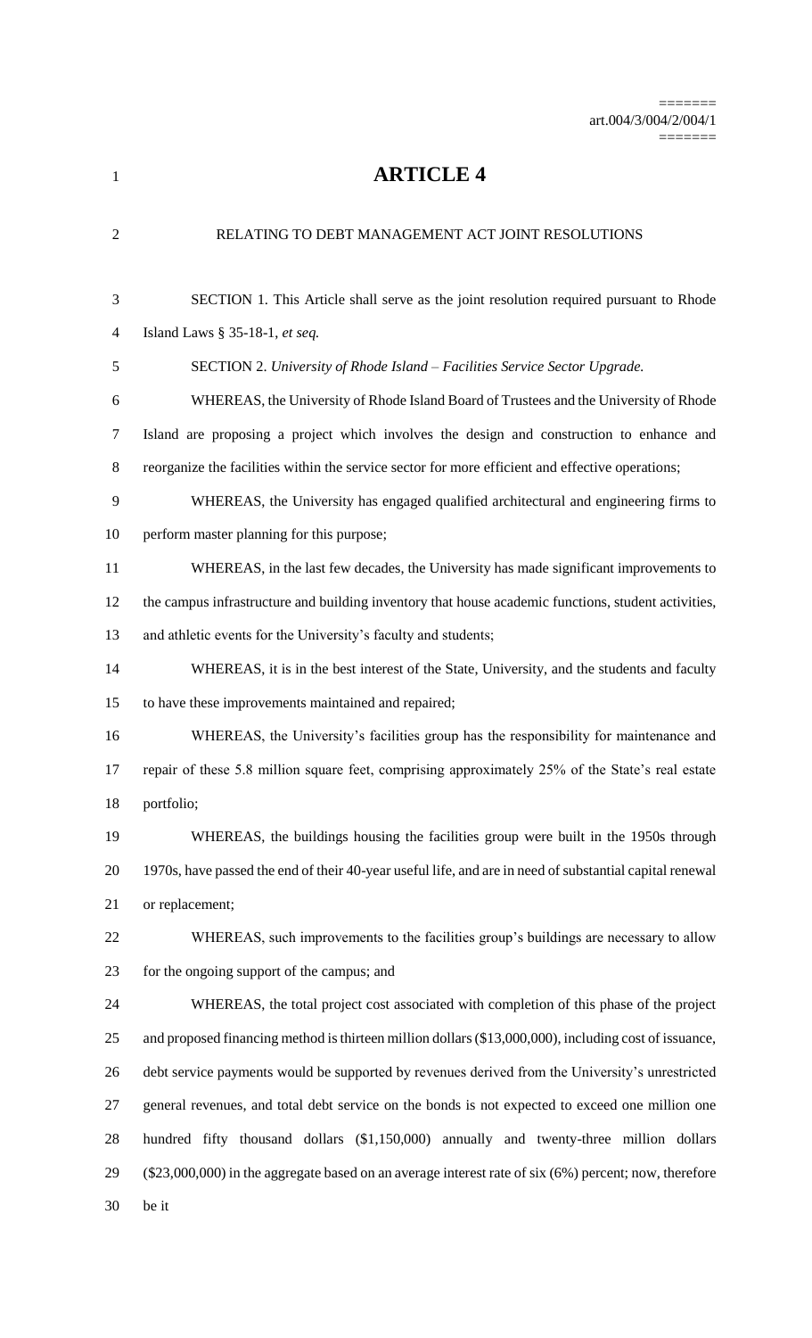# ARTICLE 4

RELATING TO DEBT MANAGEMENT ACT JOINT RESOLUTIONS

SECTION 1. This Article shall serve as the joint resolution required pursuant to Rhode Island Laws § 35-18-1, *et seq.*

SECTION 2. *University of Rhode Island – Facilities Service Sector Upgrade.*

WHEREAS, the University of Rhode Island Board of Trustees and the University of Rhode Island are proposing a project which involves the design and construction to enhance and reorganize the facilities within the service sector for more efficient and effective operations;

WHEREAS, the University has engaged qualified architectural and engineering firms to perform master planning for this purpose;

WHEREAS, in the last few decades, the University has made significant improvements to the campus infrastructure and building inventory that house academic functions, student activities, and athletic events for the University's faculty and students;

WHEREAS, it is in the best interest of the State, University, and the students and faculty to have these improvements maintained and repaired;

WHEREAS, the University's facilities group has the responsibility for maintenance and repair of these 5.8 million square feet, comprising approximately 25% of the State's real estate portfolio;

WHEREAS, the buildings housing the facilities group were built in the 1950s through 1970s, have passed the end of their 40-year useful life, and are in need of substantial capital renewal or replacement;

WHEREAS, such improvements to the facilities group's buildings are necessary to allow for the ongoing support of the campus; and

WHEREAS, the total project cost associated with completion of this phase of the project and proposed financing method is thirteen million dollars ($13,000,000), including cost of issuance, debt service payments would be supported by revenues derived from the University's unrestricted general revenues, and total debt service on the bonds is not expected to exceed one million one hundred fifty thousand dollars ($1,150,000) annually and twenty-three million dollars ($23,000,000) in the aggregate based on an average interest rate of six (6%) percent; now, therefore be it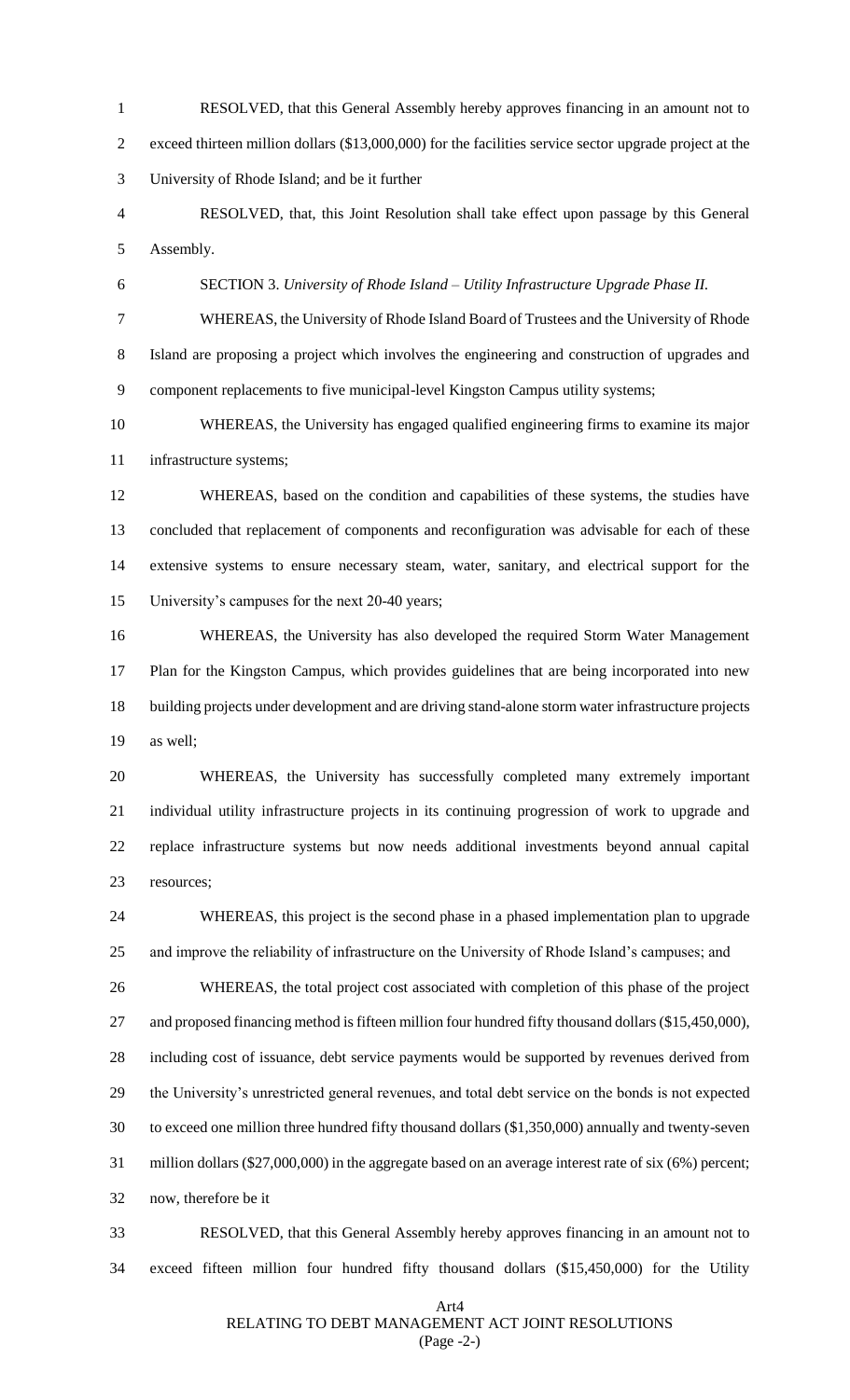RESOLVED, that this General Assembly hereby approves financing in an amount not to exceed thirteen million dollars ($13,000,000) for the facilities service sector upgrade project at the University of Rhode Island; and be it further

RESOLVED, that, this Joint Resolution shall take effect upon passage by this General Assembly.

SECTION 3. *University of Rhode Island – Utility Infrastructure Upgrade Phase II.*

WHEREAS, the University of Rhode Island Board of Trustees and the University of Rhode Island are proposing a project which involves the engineering and construction of upgrades and component replacements to five municipal-level Kingston Campus utility systems;

WHEREAS, the University has engaged qualified engineering firms to examine its major infrastructure systems;

WHEREAS, based on the condition and capabilities of these systems, the studies have concluded that replacement of components and reconfiguration was advisable for each of these extensive systems to ensure necessary steam, water, sanitary, and electrical support for the University's campuses for the next 20-40 years;

WHEREAS, the University has also developed the required Storm Water Management Plan for the Kingston Campus, which provides guidelines that are being incorporated into new building projects under development and are driving stand-alone storm water infrastructure projects as well;

WHEREAS, the University has successfully completed many extremely important individual utility infrastructure projects in its continuing progression of work to upgrade and replace infrastructure systems but now needs additional investments beyond annual capital resources;

WHEREAS, this project is the second phase in a phased implementation plan to upgrade and improve the reliability of infrastructure on the University of Rhode Island's campuses; and

WHEREAS, the total project cost associated with completion of this phase of the project and proposed financing method is fifteen million four hundred fifty thousand dollars ($15,450,000), including cost of issuance, debt service payments would be supported by revenues derived from the University's unrestricted general revenues, and total debt service on the bonds is not expected to exceed one million three hundred fifty thousand dollars ($1,350,000) annually and twenty-seven million dollars ($27,000,000) in the aggregate based on an average interest rate of six (6%) percent; now, therefore be it

RESOLVED, that this General Assembly hereby approves financing in an amount not to exceed fifteen million four hundred fifty thousand dollars ($15,450,000) for the Utility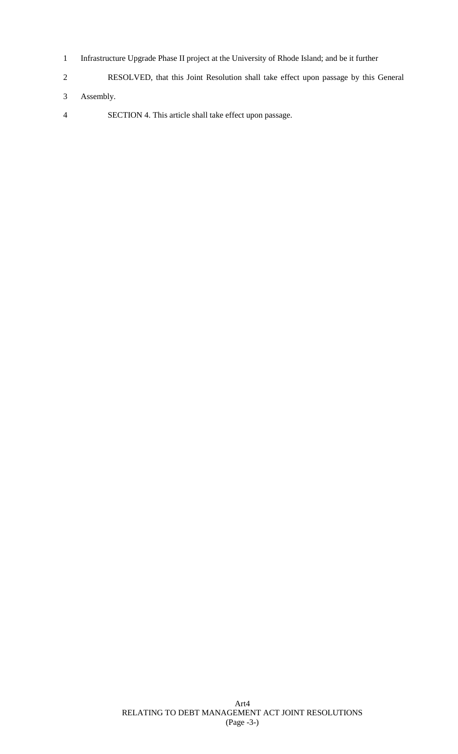Infrastructure Upgrade Phase II project at the University of Rhode Island; and be it further

RESOLVED, that this Joint Resolution shall take effect upon passage by this General Assembly.

SECTION 4. This article shall take effect upon passage.